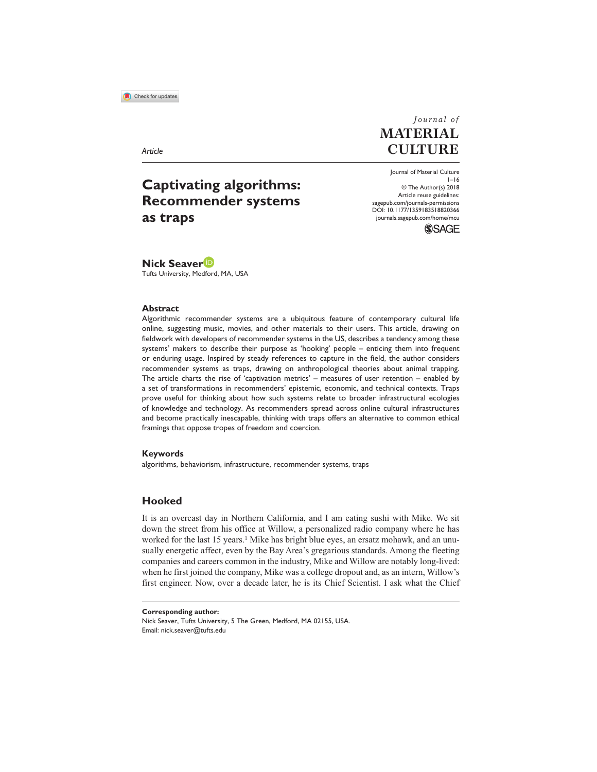*Article*

# Captivating algorithms: Recommender systems as traps

**Nick Seaver**
Tufts University, Medford, MA, USA

## Abstract

Algorithmic recommender systems are a ubiquitous feature of contemporary cultural life online, suggesting music, movies, and other materials to their users. This article, drawing on fieldwork with developers of recommender systems in the US, describes a tendency among these systems' makers to describe their purpose as 'hooking' people – enticing them into frequent or enduring usage. Inspired by steady references to capture in the field, the author considers recommender systems as traps, drawing on anthropological theories about animal trapping. The article charts the rise of 'captivation metrics' – measures of user retention – enabled by a set of transformations in recommenders' epistemic, economic, and technical contexts. Traps prove useful for thinking about how such systems relate to broader infrastructural ecologies of knowledge and technology. As recommenders spread across online cultural infrastructures and become practically inescapable, thinking with traps offers an alternative to common ethical framings that oppose tropes of freedom and coercion.

## Keywords

algorithms, behaviorism, infrastructure, recommender systems, traps

## Hooked

It is an overcast day in Northern California, and I am eating sushi with Mike. We sit down the street from his office at Willow, a personalized radio company where he has worked for the last 15 years.[1] Mike has bright blue eyes, an ersatz mohawk, and an unusually energetic affect, even by the Bay Area's gregarious standards. Among the fleeting companies and careers common in the industry, Mike and Willow are notably long-lived: when he first joined the company, Mike was a college dropout and, as an intern, Willow's first engineer. Now, over a decade later, he is its Chief Scientist. I ask what the Chief

**Corresponding author:**
Nick Seaver, Tufts University, 5 The Green, Medford, MA 02155, USA.
Email: nick.seaver@tufts.edu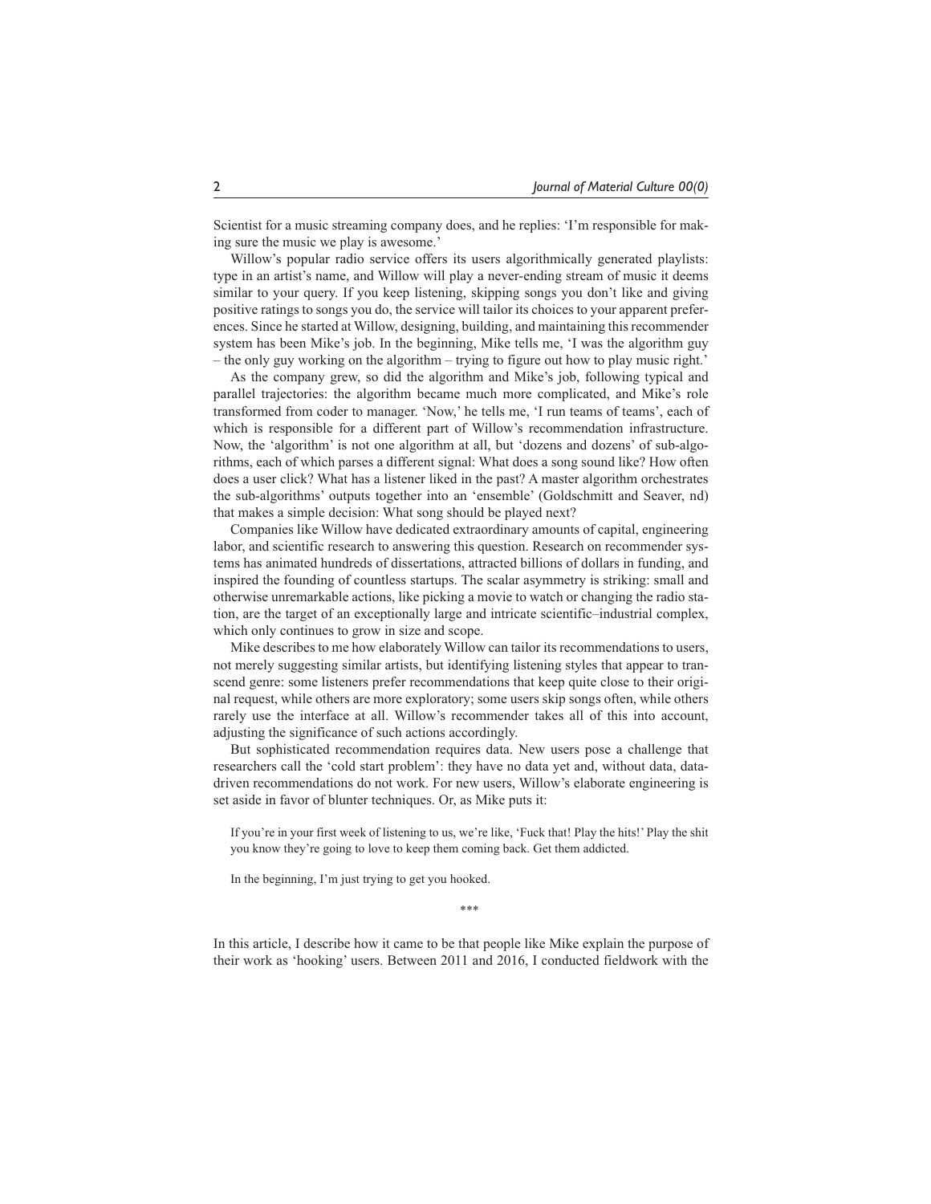Scientist for a music streaming company does, and he replies: 'I'm responsible for making sure the music we play is awesome.'

Willow's popular radio service offers its users algorithmically generated playlists: type in an artist's name, and Willow will play a never-ending stream of music it deems similar to your query. If you keep listening, skipping songs you don't like and giving positive ratings to songs you do, the service will tailor its choices to your apparent preferences. Since he started at Willow, designing, building, and maintaining this recommender system has been Mike's job. In the beginning, Mike tells me, 'I was the algorithm guy – the only guy working on the algorithm – trying to figure out how to play music right.'

As the company grew, so did the algorithm and Mike's job, following typical and parallel trajectories: the algorithm became much more complicated, and Mike's role transformed from coder to manager. 'Now,' he tells me, 'I run teams of teams', each of which is responsible for a different part of Willow's recommendation infrastructure. Now, the 'algorithm' is not one algorithm at all, but 'dozens and dozens' of sub-algorithms, each of which parses a different signal: What does a song sound like? How often does a user click? What has a listener liked in the past? A master algorithm orchestrates the sub-algorithms' outputs together into an 'ensemble' (Goldschmitt and Seaver, nd) that makes a simple decision: What song should be played next?

Companies like Willow have dedicated extraordinary amounts of capital, engineering labor, and scientific research to answering this question. Research on recommender systems has animated hundreds of dissertations, attracted billions of dollars in funding, and inspired the founding of countless startups. The scalar asymmetry is striking: small and otherwise unremarkable actions, like picking a movie to watch or changing the radio station, are the target of an exceptionally large and intricate scientific–industrial complex, which only continues to grow in size and scope.

Mike describes to me how elaborately Willow can tailor its recommendations to users, not merely suggesting similar artists, but identifying listening styles that appear to transcend genre: some listeners prefer recommendations that keep quite close to their original request, while others are more exploratory; some users skip songs often, while others rarely use the interface at all. Willow's recommender takes all of this into account, adjusting the significance of such actions accordingly.

But sophisticated recommendation requires data. New users pose a challenge that researchers call the 'cold start problem': they have no data yet and, without data, data-driven recommendations do not work. For new users, Willow's elaborate engineering is set aside in favor of blunter techniques. Or, as Mike puts it:

> If you're in your first week of listening to us, we're like, 'Fuck that! Play the hits!' Play the shit you know they're going to love to keep them coming back. Get them addicted.
>
> In the beginning, I'm just trying to get you hooked.

***

In this article, I describe how it came to be that people like Mike explain the purpose of their work as 'hooking' users. Between 2011 and 2016, I conducted fieldwork with the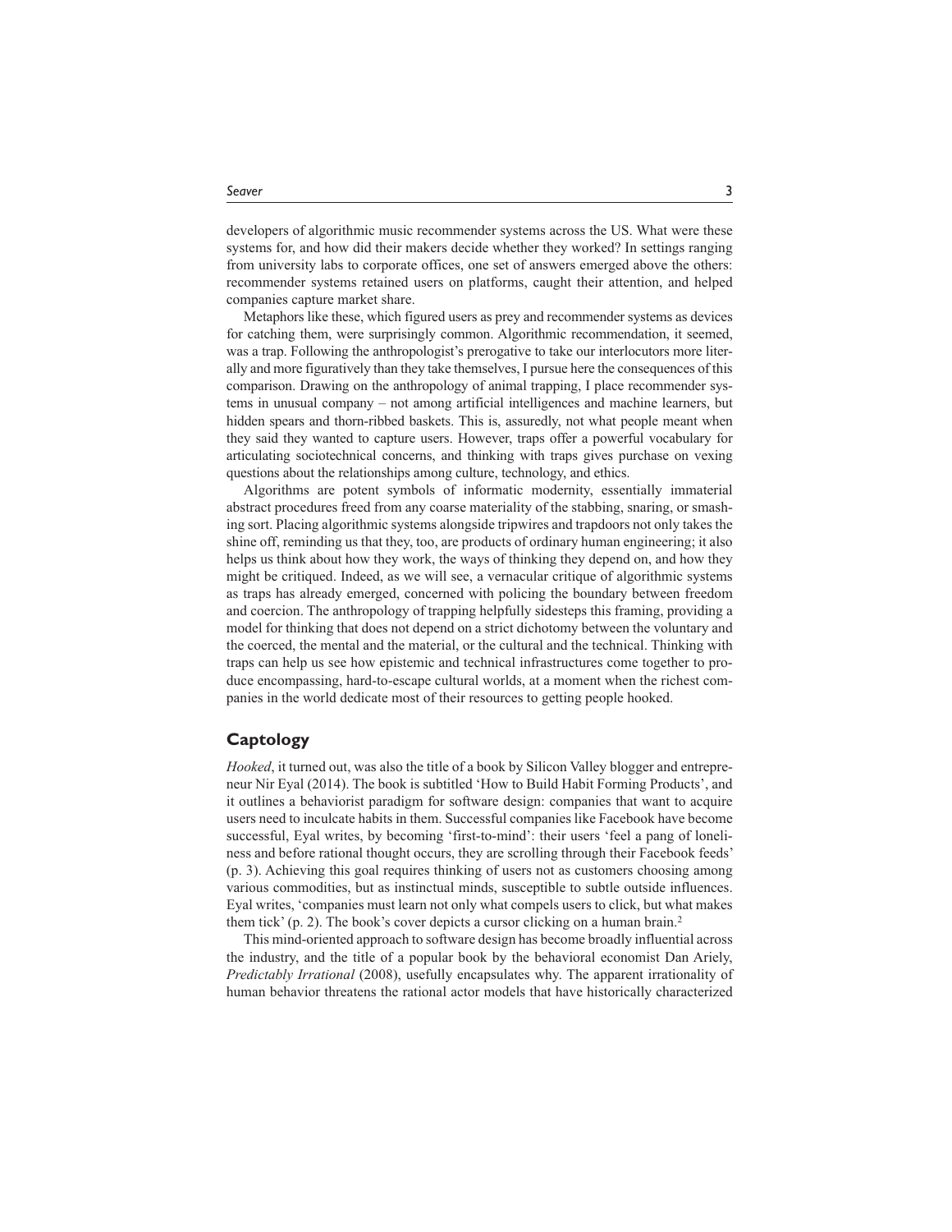developers of algorithmic music recommender systems across the US. What were these systems for, and how did their makers decide whether they worked? In settings ranging from university labs to corporate offices, one set of answers emerged above the others: recommender systems retained users on platforms, caught their attention, and helped companies capture market share.

Metaphors like these, which figured users as prey and recommender systems as devices for catching them, were surprisingly common. Algorithmic recommendation, it seemed, was a trap. Following the anthropologist's prerogative to take our interlocutors more literally and more figuratively than they take themselves, I pursue here the consequences of this comparison. Drawing on the anthropology of animal trapping, I place recommender systems in unusual company – not among artificial intelligences and machine learners, but hidden spears and thorn-ribbed baskets. This is, assuredly, not what people meant when they said they wanted to capture users. However, traps offer a powerful vocabulary for articulating sociotechnical concerns, and thinking with traps gives purchase on vexing questions about the relationships among culture, technology, and ethics.

Algorithms are potent symbols of informatic modernity, essentially immaterial abstract procedures freed from any coarse materiality of the stabbing, snaring, or smashing sort. Placing algorithmic systems alongside tripwires and trapdoors not only takes the shine off, reminding us that they, too, are products of ordinary human engineering; it also helps us think about how they work, the ways of thinking they depend on, and how they might be critiqued. Indeed, as we will see, a vernacular critique of algorithmic systems as traps has already emerged, concerned with policing the boundary between freedom and coercion. The anthropology of trapping helpfully sidesteps this framing, providing a model for thinking that does not depend on a strict dichotomy between the voluntary and the coerced, the mental and the material, or the cultural and the technical. Thinking with traps can help us see how epistemic and technical infrastructures come together to produce encompassing, hard-to-escape cultural worlds, at a moment when the richest companies in the world dedicate most of their resources to getting people hooked.

## Captology

*Hooked*, it turned out, was also the title of a book by Silicon Valley blogger and entrepreneur Nir Eyal (2014). The book is subtitled 'How to Build Habit Forming Products', and it outlines a behaviorist paradigm for software design: companies that want to acquire users need to inculcate habits in them. Successful companies like Facebook have become successful, Eyal writes, by becoming 'first-to-mind': their users 'feel a pang of loneliness and before rational thought occurs, they are scrolling through their Facebook feeds' (p. 3). Achieving this goal requires thinking of users not as customers choosing among various commodities, but as instinctual minds, susceptible to subtle outside influences. Eyal writes, 'companies must learn not only what compels users to click, but what makes them tick' (p. 2). The book's cover depicts a cursor clicking on a human brain.[2]

This mind-oriented approach to software design has become broadly influential across the industry, and the title of a popular book by the behavioral economist Dan Ariely, *Predictably Irrational* (2008), usefully encapsulates why. The apparent irrationality of human behavior threatens the rational actor models that have historically characterized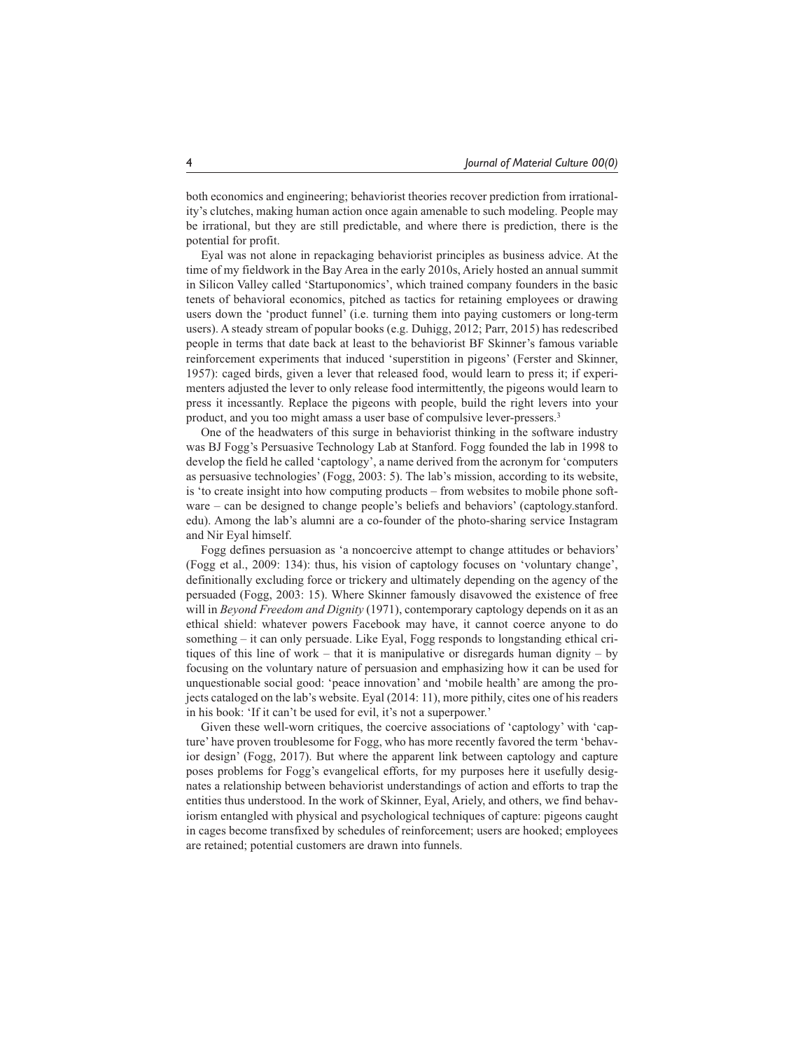both economics and engineering; behaviorist theories recover prediction from irrationality's clutches, making human action once again amenable to such modeling. People may be irrational, but they are still predictable, and where there is prediction, there is the potential for profit.

Eyal was not alone in repackaging behaviorist principles as business advice. At the time of my fieldwork in the Bay Area in the early 2010s, Ariely hosted an annual summit in Silicon Valley called 'Startuponomics', which trained company founders in the basic tenets of behavioral economics, pitched as tactics for retaining employees or drawing users down the 'product funnel' (i.e. turning them into paying customers or long-term users). A steady stream of popular books (e.g. Duhigg, 2012; Parr, 2015) has redescribed people in terms that date back at least to the behaviorist BF Skinner's famous variable reinforcement experiments that induced 'superstition in pigeons' (Ferster and Skinner, 1957): caged birds, given a lever that released food, would learn to press it; if experimenters adjusted the lever to only release food intermittently, the pigeons would learn to press it incessantly. Replace the pigeons with people, build the right levers into your product, and you too might amass a user base of compulsive lever-pressers.[3]

One of the headwaters of this surge in behaviorist thinking in the software industry was BJ Fogg's Persuasive Technology Lab at Stanford. Fogg founded the lab in 1998 to develop the field he called 'captology', a name derived from the acronym for 'computers as persuasive technologies' (Fogg, 2003: 5). The lab's mission, according to its website, is 'to create insight into how computing products – from websites to mobile phone software – can be designed to change people's beliefs and behaviors' (captology.stanford.edu). Among the lab's alumni are a co-founder of the photo-sharing service Instagram and Nir Eyal himself.

Fogg defines persuasion as 'a noncoercive attempt to change attitudes or behaviors' (Fogg et al., 2009: 134): thus, his vision of captology focuses on 'voluntary change', definitionally excluding force or trickery and ultimately depending on the agency of the persuaded (Fogg, 2003: 15). Where Skinner famously disavowed the existence of free will in *Beyond Freedom and Dignity* (1971), contemporary captology depends on it as an ethical shield: whatever powers Facebook may have, it cannot coerce anyone to do something – it can only persuade. Like Eyal, Fogg responds to longstanding ethical critiques of this line of work – that it is manipulative or disregards human dignity – by focusing on the voluntary nature of persuasion and emphasizing how it can be used for unquestionable social good: 'peace innovation' and 'mobile health' are among the projects cataloged on the lab's website. Eyal (2014: 11), more pithily, cites one of his readers in his book: 'If it can't be used for evil, it's not a superpower.'

Given these well-worn critiques, the coercive associations of 'captology' with 'capture' have proven troublesome for Fogg, who has more recently favored the term 'behavior design' (Fogg, 2017). But where the apparent link between captology and capture poses problems for Fogg's evangelical efforts, for my purposes here it usefully designates a relationship between behaviorist understandings of action and efforts to trap the entities thus understood. In the work of Skinner, Eyal, Ariely, and others, we find behaviorism entangled with physical and psychological techniques of capture: pigeons caught in cages become transfixed by schedules of reinforcement; users are hooked; employees are retained; potential customers are drawn into funnels.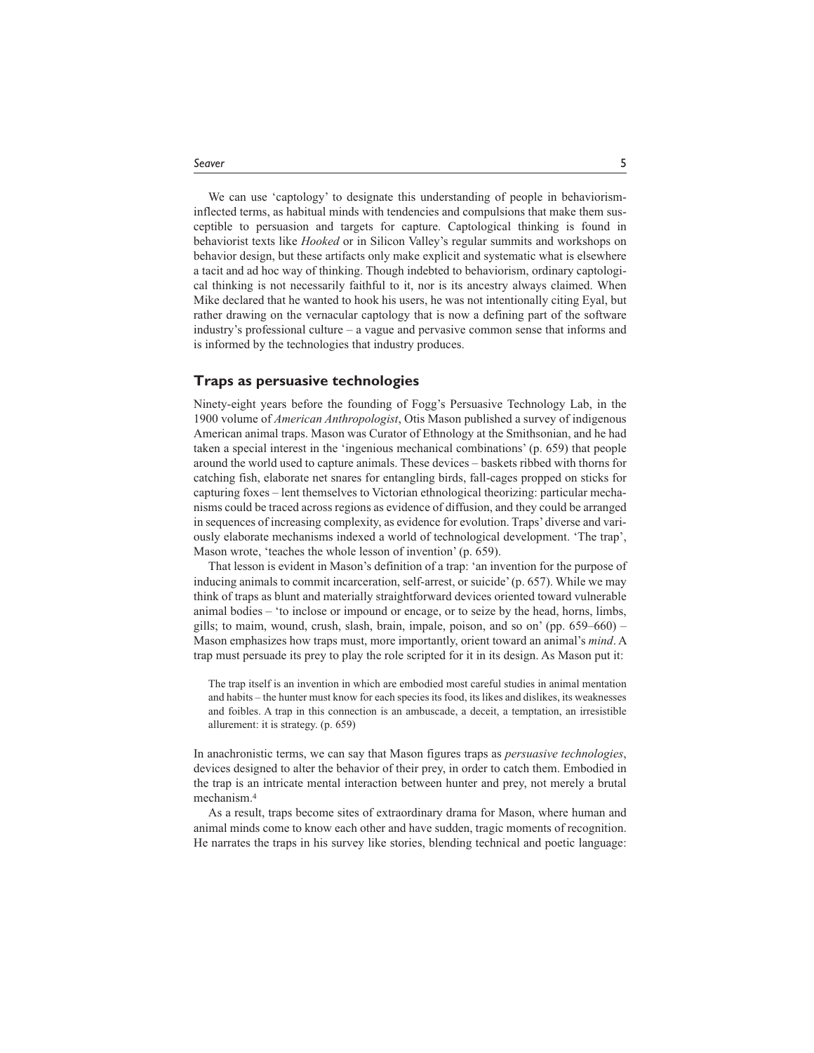We can use 'captology' to designate this understanding of people in behaviorism-inflected terms, as habitual minds with tendencies and compulsions that make them susceptible to persuasion and targets for capture. Captological thinking is found in behaviorist texts like *Hooked* or in Silicon Valley's regular summits and workshops on behavior design, but these artifacts only make explicit and systematic what is elsewhere a tacit and ad hoc way of thinking. Though indebted to behaviorism, ordinary captological thinking is not necessarily faithful to it, nor is its ancestry always claimed. When Mike declared that he wanted to hook his users, he was not intentionally citing Eyal, but rather drawing on the vernacular captology that is now a defining part of the software industry's professional culture – a vague and pervasive common sense that informs and is informed by the technologies that industry produces.

## Traps as persuasive technologies

Ninety-eight years before the founding of Fogg's Persuasive Technology Lab, in the 1900 volume of *American Anthropologist*, Otis Mason published a survey of indigenous American animal traps. Mason was Curator of Ethnology at the Smithsonian, and he had taken a special interest in the 'ingenious mechanical combinations' (p. 659) that people around the world used to capture animals. These devices – baskets ribbed with thorns for catching fish, elaborate net snares for entangling birds, fall-cages propped on sticks for capturing foxes – lent themselves to Victorian ethnological theorizing: particular mechanisms could be traced across regions as evidence of diffusion, and they could be arranged in sequences of increasing complexity, as evidence for evolution. Traps' diverse and variously elaborate mechanisms indexed a world of technological development. 'The trap', Mason wrote, 'teaches the whole lesson of invention' (p. 659).

That lesson is evident in Mason's definition of a trap: 'an invention for the purpose of inducing animals to commit incarceration, self-arrest, or suicide' (p. 657). While we may think of traps as blunt and materially straightforward devices oriented toward vulnerable animal bodies – 'to inclose or impound or encage, or to seize by the head, horns, limbs, gills; to maim, wound, crush, slash, brain, impale, poison, and so on' (pp. 659–660) – Mason emphasizes how traps must, more importantly, orient toward an animal's *mind*. A trap must persuade its prey to play the role scripted for it in its design. As Mason put it:

> The trap itself is an invention in which are embodied most careful studies in animal mentation and habits – the hunter must know for each species its food, its likes and dislikes, its weaknesses and foibles. A trap in this connection is an ambuscade, a deceit, a temptation, an irresistible allurement: it is strategy. (p. 659)

In anachronistic terms, we can say that Mason figures traps as *persuasive technologies*, devices designed to alter the behavior of their prey, in order to catch them. Embodied in the trap is an intricate mental interaction between hunter and prey, not merely a brutal mechanism.[4]

As a result, traps become sites of extraordinary drama for Mason, where human and animal minds come to know each other and have sudden, tragic moments of recognition. He narrates the traps in his survey like stories, blending technical and poetic language: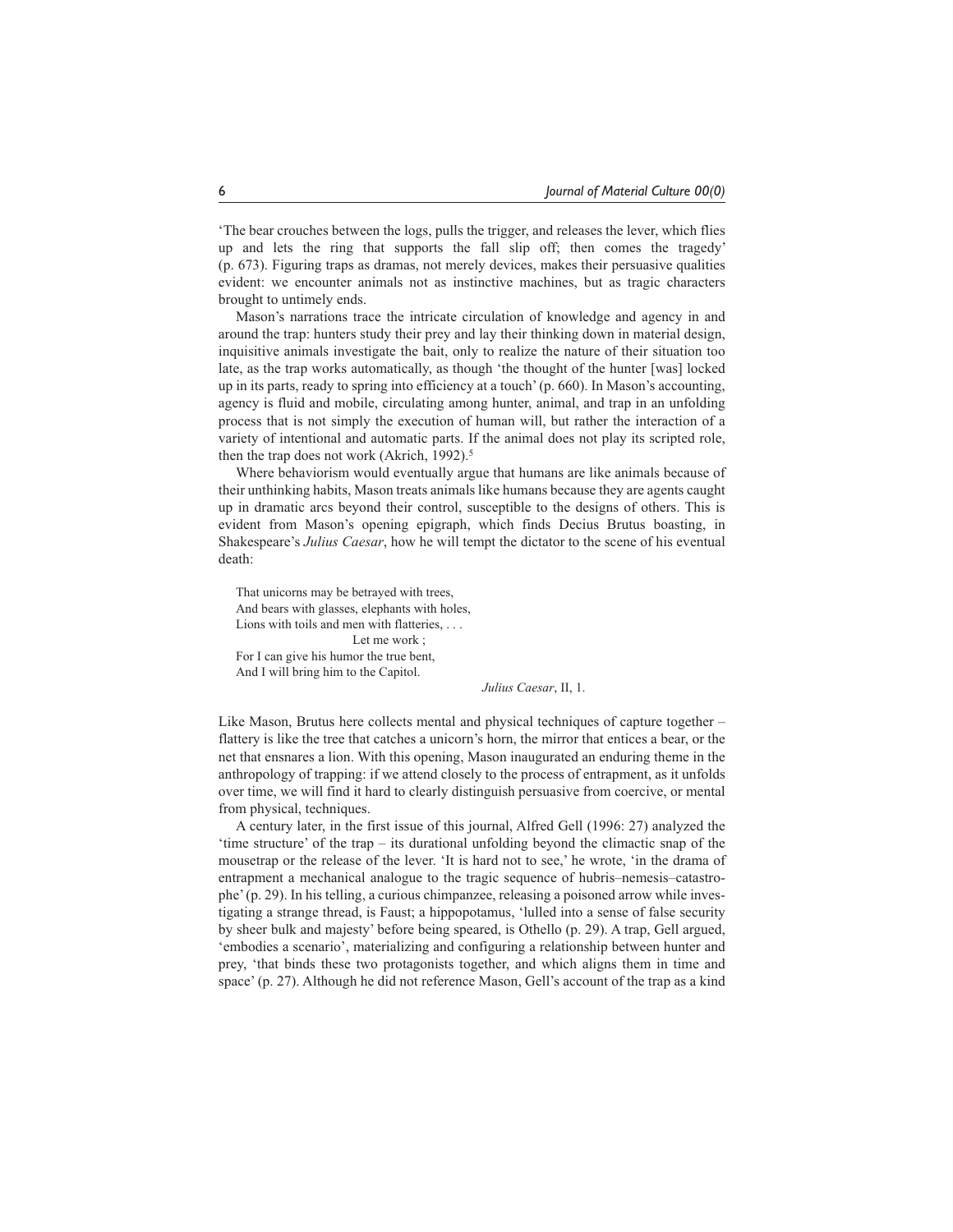'The bear crouches between the logs, pulls the trigger, and releases the lever, which flies up and lets the ring that supports the fall slip off; then comes the tragedy' (p. 673). Figuring traps as dramas, not merely devices, makes their persuasive qualities evident: we encounter animals not as instinctive machines, but as tragic characters brought to untimely ends.

Mason's narrations trace the intricate circulation of knowledge and agency in and around the trap: hunters study their prey and lay their thinking down in material design, inquisitive animals investigate the bait, only to realize the nature of their situation too late, as the trap works automatically, as though 'the thought of the hunter [was] locked up in its parts, ready to spring into efficiency at a touch' (p. 660). In Mason's accounting, agency is fluid and mobile, circulating among hunter, animal, and trap in an unfolding process that is not simply the execution of human will, but rather the interaction of a variety of intentional and automatic parts. If the animal does not play its scripted role, then the trap does not work (Akrich, 1992).[5]

Where behaviorism would eventually argue that humans are like animals because of their unthinking habits, Mason treats animals like humans because they are agents caught up in dramatic arcs beyond their control, susceptible to the designs of others. This is evident from Mason's opening epigraph, which finds Decius Brutus boasting, in Shakespeare's *Julius Caesar*, how he will tempt the dictator to the scene of his eventual death:

> That unicorns may be betrayed with trees,
> And bears with glasses, elephants with holes,
> Lions with toils and men with flatteries, . . .
> Let me work ;
> For I can give his humor the true bent,
> And I will bring him to the Capitol.
>
> *Julius Caesar*, II, 1.

Like Mason, Brutus here collects mental and physical techniques of capture together – flattery is like the tree that catches a unicorn's horn, the mirror that entices a bear, or the net that ensnares a lion. With this opening, Mason inaugurated an enduring theme in the anthropology of trapping: if we attend closely to the process of entrapment, as it unfolds over time, we will find it hard to clearly distinguish persuasive from coercive, or mental from physical, techniques.

A century later, in the first issue of this journal, Alfred Gell (1996: 27) analyzed the 'time structure' of the trap – its durational unfolding beyond the climactic snap of the mousetrap or the release of the lever. 'It is hard not to see,' he wrote, 'in the drama of entrapment a mechanical analogue to the tragic sequence of hubris–nemesis–catastrophe' (p. 29). In his telling, a curious chimpanzee, releasing a poisoned arrow while investigating a strange thread, is Faust; a hippopotamus, 'lulled into a sense of false security by sheer bulk and majesty' before being speared, is Othello (p. 29). A trap, Gell argued, 'embodies a scenario', materializing and configuring a relationship between hunter and prey, 'that binds these two protagonists together, and which aligns them in time and space' (p. 27). Although he did not reference Mason, Gell's account of the trap as a kind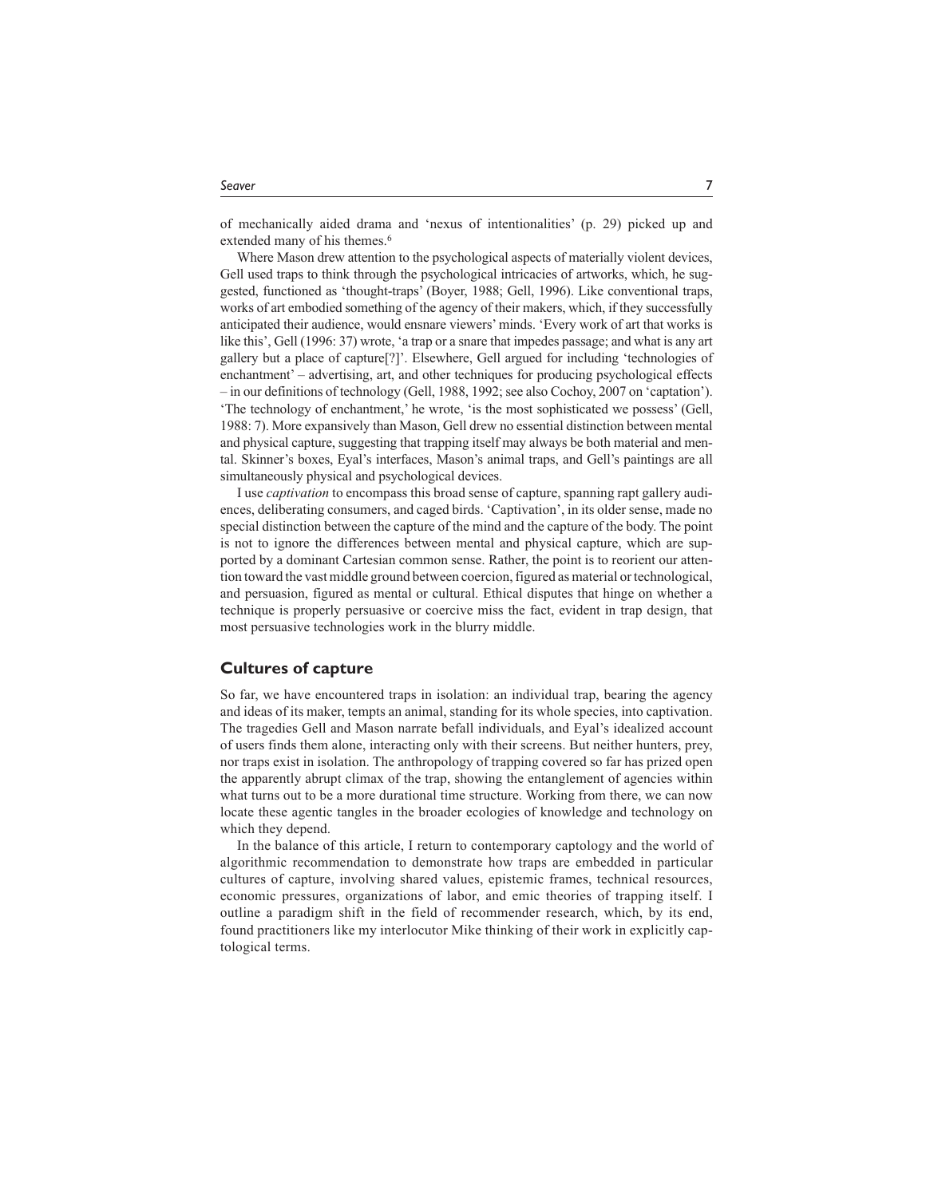of mechanically aided drama and 'nexus of intentionalities' (p. 29) picked up and extended many of his themes.[6]

Where Mason drew attention to the psychological aspects of materially violent devices, Gell used traps to think through the psychological intricacies of artworks, which, he suggested, functioned as 'thought-traps' (Boyer, 1988; Gell, 1996). Like conventional traps, works of art embodied something of the agency of their makers, which, if they successfully anticipated their audience, would ensnare viewers' minds. 'Every work of art that works is like this', Gell (1996: 37) wrote, 'a trap or a snare that impedes passage; and what is any art gallery but a place of capture[?]'. Elsewhere, Gell argued for including 'technologies of enchantment' – advertising, art, and other techniques for producing psychological effects – in our definitions of technology (Gell, 1988, 1992; see also Cochoy, 2007 on 'captation'). 'The technology of enchantment,' he wrote, 'is the most sophisticated we possess' (Gell, 1988: 7). More expansively than Mason, Gell drew no essential distinction between mental and physical capture, suggesting that trapping itself may always be both material and mental. Skinner's boxes, Eyal's interfaces, Mason's animal traps, and Gell's paintings are all simultaneously physical and psychological devices.

I use *captivation* to encompass this broad sense of capture, spanning rapt gallery audiences, deliberating consumers, and caged birds. 'Captivation', in its older sense, made no special distinction between the capture of the mind and the capture of the body. The point is not to ignore the differences between mental and physical capture, which are supported by a dominant Cartesian common sense. Rather, the point is to reorient our attention toward the vast middle ground between coercion, figured as material or technological, and persuasion, figured as mental or cultural. Ethical disputes that hinge on whether a technique is properly persuasive or coercive miss the fact, evident in trap design, that most persuasive technologies work in the blurry middle.

## Cultures of capture

So far, we have encountered traps in isolation: an individual trap, bearing the agency and ideas of its maker, tempts an animal, standing for its whole species, into captivation. The tragedies Gell and Mason narrate befall individuals, and Eyal's idealized account of users finds them alone, interacting only with their screens. But neither hunters, prey, nor traps exist in isolation. The anthropology of trapping covered so far has prized open the apparently abrupt climax of the trap, showing the entanglement of agencies within what turns out to be a more durational time structure. Working from there, we can now locate these agentic tangles in the broader ecologies of knowledge and technology on which they depend.

In the balance of this article, I return to contemporary captology and the world of algorithmic recommendation to demonstrate how traps are embedded in particular cultures of capture, involving shared values, epistemic frames, technical resources, economic pressures, organizations of labor, and emic theories of trapping itself. I outline a paradigm shift in the field of recommender research, which, by its end, found practitioners like my interlocutor Mike thinking of their work in explicitly captological terms.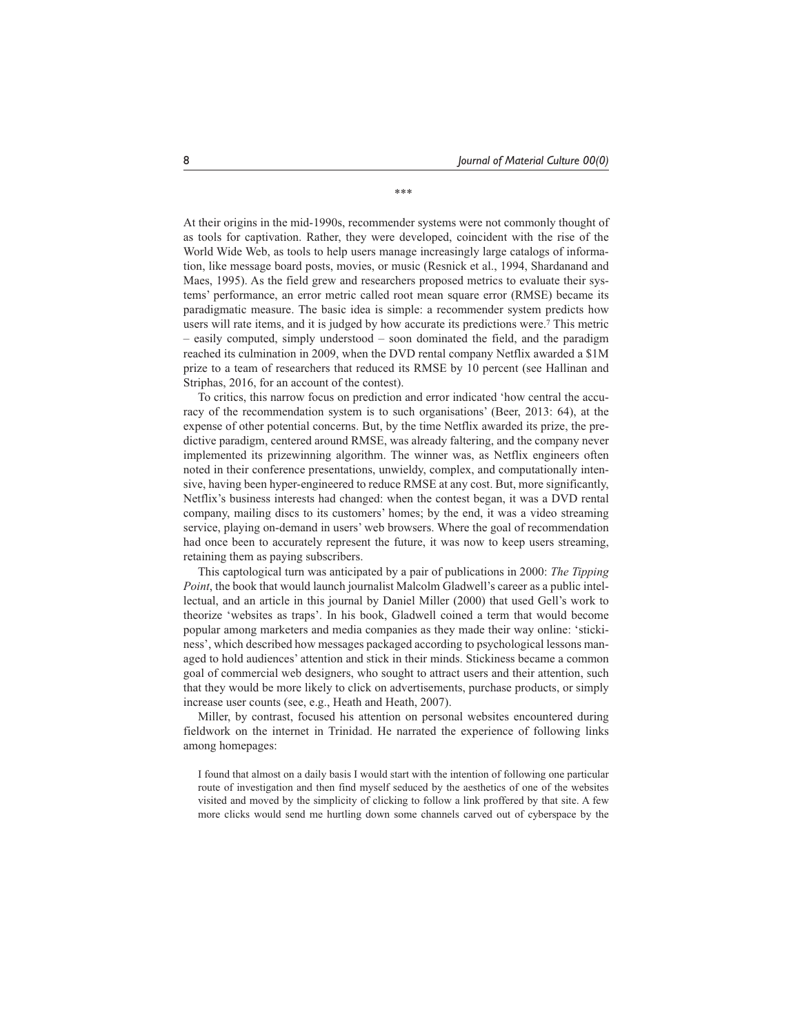\*\*\*

At their origins in the mid-1990s, recommender systems were not commonly thought of as tools for captivation. Rather, they were developed, coincident with the rise of the World Wide Web, as tools to help users manage increasingly large catalogs of information, like message board posts, movies, or music (Resnick et al., 1994, Shardanand and Maes, 1995). As the field grew and researchers proposed metrics to evaluate their systems' performance, an error metric called root mean square error (RMSE) became its paradigmatic measure. The basic idea is simple: a recommender system predicts how users will rate items, and it is judged by how accurate its predictions were.[7] This metric – easily computed, simply understood – soon dominated the field, and the paradigm reached its culmination in 2009, when the DVD rental company Netflix awarded a $1M prize to a team of researchers that reduced its RMSE by 10 percent (see Hallinan and Striphas, 2016, for an account of the contest).

To critics, this narrow focus on prediction and error indicated 'how central the accuracy of the recommendation system is to such organisations' (Beer, 2013: 64), at the expense of other potential concerns. But, by the time Netflix awarded its prize, the predictive paradigm, centered around RMSE, was already faltering, and the company never implemented its prizewinning algorithm. The winner was, as Netflix engineers often noted in their conference presentations, unwieldy, complex, and computationally intensive, having been hyper-engineered to reduce RMSE at any cost. But, more significantly, Netflix's business interests had changed: when the contest began, it was a DVD rental company, mailing discs to its customers' homes; by the end, it was a video streaming service, playing on-demand in users' web browsers. Where the goal of recommendation had once been to accurately represent the future, it was now to keep users streaming, retaining them as paying subscribers.

This captological turn was anticipated by a pair of publications in 2000: *The Tipping Point*, the book that would launch journalist Malcolm Gladwell's career as a public intellectual, and an article in this journal by Daniel Miller (2000) that used Gell's work to theorize 'websites as traps'. In his book, Gladwell coined a term that would become popular among marketers and media companies as they made their way online: 'stickiness', which described how messages packaged according to psychological lessons managed to hold audiences' attention and stick in their minds. Stickiness became a common goal of commercial web designers, who sought to attract users and their attention, such that they would be more likely to click on advertisements, purchase products, or simply increase user counts (see, e.g., Heath and Heath, 2007).

Miller, by contrast, focused his attention on personal websites encountered during fieldwork on the internet in Trinidad. He narrated the experience of following links among homepages:

> I found that almost on a daily basis I would start with the intention of following one particular route of investigation and then find myself seduced by the aesthetics of one of the websites visited and moved by the simplicity of clicking to follow a link proffered by that site. A few more clicks would send me hurtling down some channels carved out of cyberspace by the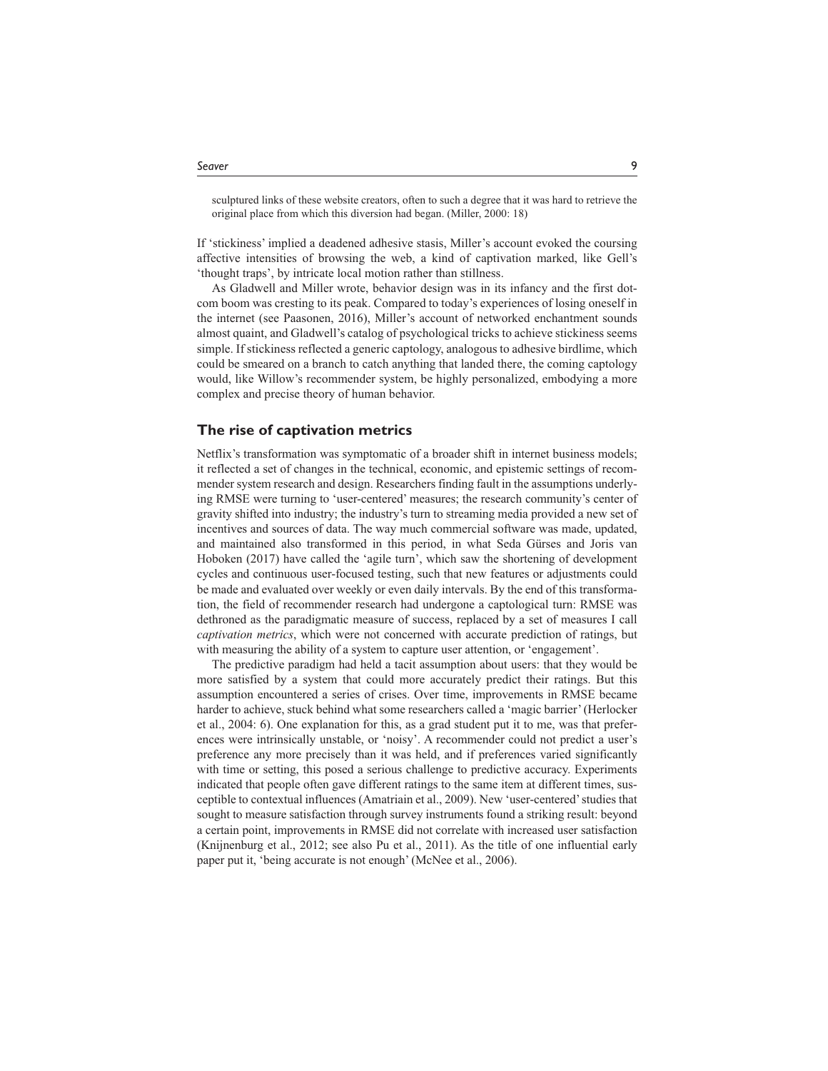> sculptured links of these website creators, often to such a degree that it was hard to retrieve the original place from which this diversion had began. (Miller, 2000: 18)

If 'stickiness' implied a deadened adhesive stasis, Miller's account evoked the coursing affective intensities of browsing the web, a kind of captivation marked, like Gell's 'thought traps', by intricate local motion rather than stillness.

As Gladwell and Miller wrote, behavior design was in its infancy and the first dot-com boom was cresting to its peak. Compared to today's experiences of losing oneself in the internet (see Paasonen, 2016), Miller's account of networked enchantment sounds almost quaint, and Gladwell's catalog of psychological tricks to achieve stickiness seems simple. If stickiness reflected a generic captology, analogous to adhesive birdlime, which could be smeared on a branch to catch anything that landed there, the coming captology would, like Willow's recommender system, be highly personalized, embodying a more complex and precise theory of human behavior.

## The rise of captivation metrics

Netflix's transformation was symptomatic of a broader shift in internet business models; it reflected a set of changes in the technical, economic, and epistemic settings of recommender system research and design. Researchers finding fault in the assumptions underlying RMSE were turning to 'user-centered' measures; the research community's center of gravity shifted into industry; the industry's turn to streaming media provided a new set of incentives and sources of data. The way much commercial software was made, updated, and maintained also transformed in this period, in what Seda Gürses and Joris van Hoboken (2017) have called the 'agile turn', which saw the shortening of development cycles and continuous user-focused testing, such that new features or adjustments could be made and evaluated over weekly or even daily intervals. By the end of this transformation, the field of recommender research had undergone a captological turn: RMSE was dethroned as the paradigmatic measure of success, replaced by a set of measures I call *captivation metrics*, which were not concerned with accurate prediction of ratings, but with measuring the ability of a system to capture user attention, or 'engagement'.

The predictive paradigm had held a tacit assumption about users: that they would be more satisfied by a system that could more accurately predict their ratings. But this assumption encountered a series of crises. Over time, improvements in RMSE became harder to achieve, stuck behind what some researchers called a 'magic barrier' (Herlocker et al., 2004: 6). One explanation for this, as a grad student put it to me, was that preferences were intrinsically unstable, or 'noisy'. A recommender could not predict a user's preference any more precisely than it was held, and if preferences varied significantly with time or setting, this posed a serious challenge to predictive accuracy. Experiments indicated that people often gave different ratings to the same item at different times, susceptible to contextual influences (Amatriain et al., 2009). New 'user-centered' studies that sought to measure satisfaction through survey instruments found a striking result: beyond a certain point, improvements in RMSE did not correlate with increased user satisfaction (Knijnenburg et al., 2012; see also Pu et al., 2011). As the title of one influential early paper put it, 'being accurate is not enough' (McNee et al., 2006).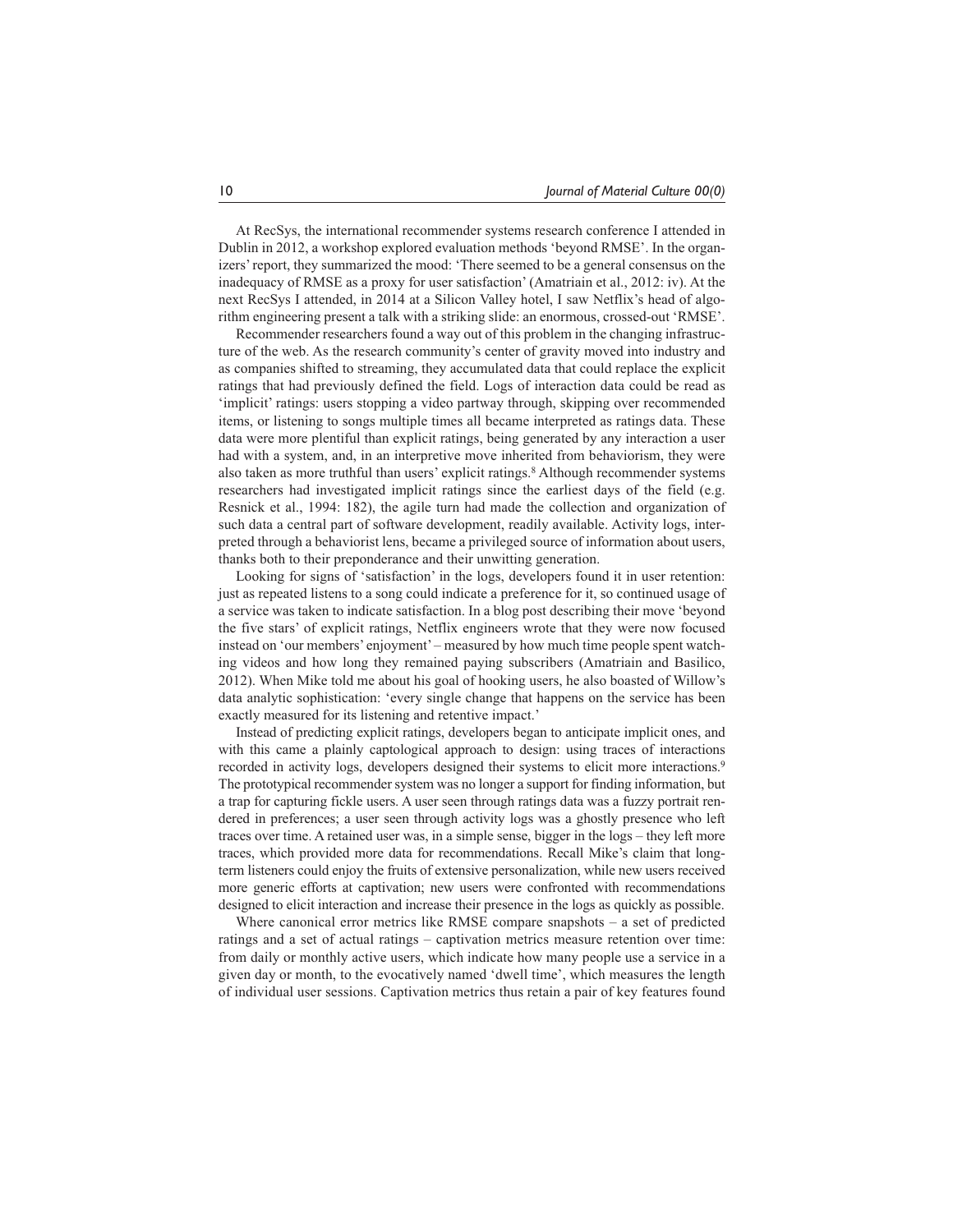At RecSys, the international recommender systems research conference I attended in Dublin in 2012, a workshop explored evaluation methods 'beyond RMSE'. In the organizers' report, they summarized the mood: 'There seemed to be a general consensus on the inadequacy of RMSE as a proxy for user satisfaction' (Amatriain et al., 2012: iv). At the next RecSys I attended, in 2014 at a Silicon Valley hotel, I saw Netflix's head of algorithm engineering present a talk with a striking slide: an enormous, crossed-out 'RMSE'.

Recommender researchers found a way out of this problem in the changing infrastructure of the web. As the research community's center of gravity moved into industry and as companies shifted to streaming, they accumulated data that could replace the explicit ratings that had previously defined the field. Logs of interaction data could be read as 'implicit' ratings: users stopping a video partway through, skipping over recommended items, or listening to songs multiple times all became interpreted as ratings data. These data were more plentiful than explicit ratings, being generated by any interaction a user had with a system, and, in an interpretive move inherited from behaviorism, they were also taken as more truthful than users' explicit ratings.[8] Although recommender systems researchers had investigated implicit ratings since the earliest days of the field (e.g. Resnick et al., 1994: 182), the agile turn had made the collection and organization of such data a central part of software development, readily available. Activity logs, interpreted through a behaviorist lens, became a privileged source of information about users, thanks both to their preponderance and their unwitting generation.

Looking for signs of 'satisfaction' in the logs, developers found it in user retention: just as repeated listens to a song could indicate a preference for it, so continued usage of a service was taken to indicate satisfaction. In a blog post describing their move 'beyond the five stars' of explicit ratings, Netflix engineers wrote that they were now focused instead on 'our members' enjoyment' – measured by how much time people spent watching videos and how long they remained paying subscribers (Amatriain and Basilico, 2012). When Mike told me about his goal of hooking users, he also boasted of Willow's data analytic sophistication: 'every single change that happens on the service has been exactly measured for its listening and retentive impact.'

Instead of predicting explicit ratings, developers began to anticipate implicit ones, and with this came a plainly captological approach to design: using traces of interactions recorded in activity logs, developers designed their systems to elicit more interactions.[9] The prototypical recommender system was no longer a support for finding information, but a trap for capturing fickle users. A user seen through ratings data was a fuzzy portrait rendered in preferences; a user seen through activity logs was a ghostly presence who left traces over time. A retained user was, in a simple sense, bigger in the logs – they left more traces, which provided more data for recommendations. Recall Mike's claim that long-term listeners could enjoy the fruits of extensive personalization, while new users received more generic efforts at captivation; new users were confronted with recommendations designed to elicit interaction and increase their presence in the logs as quickly as possible.

Where canonical error metrics like RMSE compare snapshots – a set of predicted ratings and a set of actual ratings – captivation metrics measure retention over time: from daily or monthly active users, which indicate how many people use a service in a given day or month, to the evocatively named 'dwell time', which measures the length of individual user sessions. Captivation metrics thus retain a pair of key features found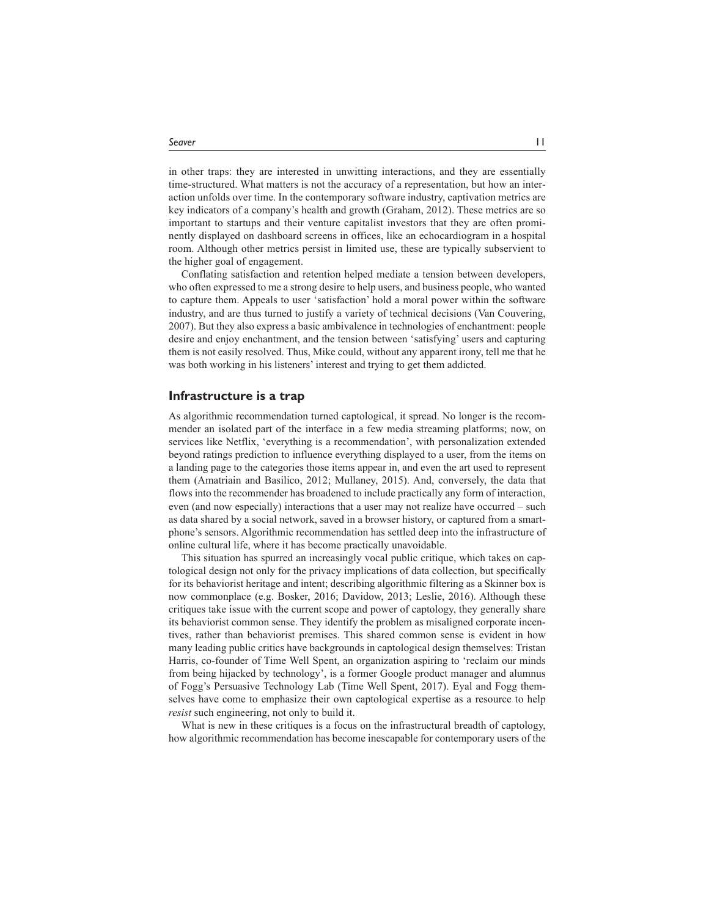in other traps: they are interested in unwitting interactions, and they are essentially time-structured. What matters is not the accuracy of a representation, but how an interaction unfolds over time. In the contemporary software industry, captivation metrics are key indicators of a company's health and growth (Graham, 2012). These metrics are so important to startups and their venture capitalist investors that they are often prominently displayed on dashboard screens in offices, like an echocardiogram in a hospital room. Although other metrics persist in limited use, these are typically subservient to the higher goal of engagement.

Conflating satisfaction and retention helped mediate a tension between developers, who often expressed to me a strong desire to help users, and business people, who wanted to capture them. Appeals to user 'satisfaction' hold a moral power within the software industry, and are thus turned to justify a variety of technical decisions (Van Couvering, 2007). But they also express a basic ambivalence in technologies of enchantment: people desire and enjoy enchantment, and the tension between 'satisfying' users and capturing them is not easily resolved. Thus, Mike could, without any apparent irony, tell me that he was both working in his listeners' interest and trying to get them addicted.

## Infrastructure is a trap

As algorithmic recommendation turned captological, it spread. No longer is the recommender an isolated part of the interface in a few media streaming platforms; now, on services like Netflix, 'everything is a recommendation', with personalization extended beyond ratings prediction to influence everything displayed to a user, from the items on a landing page to the categories those items appear in, and even the art used to represent them (Amatriain and Basilico, 2012; Mullaney, 2015). And, conversely, the data that flows into the recommender has broadened to include practically any form of interaction, even (and now especially) interactions that a user may not realize have occurred – such as data shared by a social network, saved in a browser history, or captured from a smartphone's sensors. Algorithmic recommendation has settled deep into the infrastructure of online cultural life, where it has become practically unavoidable.

This situation has spurred an increasingly vocal public critique, which takes on captological design not only for the privacy implications of data collection, but specifically for its behaviorist heritage and intent; describing algorithmic filtering as a Skinner box is now commonplace (e.g. Bosker, 2016; Davidow, 2013; Leslie, 2016). Although these critiques take issue with the current scope and power of captology, they generally share its behaviorist common sense. They identify the problem as misaligned corporate incentives, rather than behaviorist premises. This shared common sense is evident in how many leading public critics have backgrounds in captological design themselves: Tristan Harris, co-founder of Time Well Spent, an organization aspiring to 'reclaim our minds from being hijacked by technology', is a former Google product manager and alumnus of Fogg's Persuasive Technology Lab (Time Well Spent, 2017). Eyal and Fogg themselves have come to emphasize their own captological expertise as a resource to help *resist* such engineering, not only to build it.

What is new in these critiques is a focus on the infrastructural breadth of captology, how algorithmic recommendation has become inescapable for contemporary users of the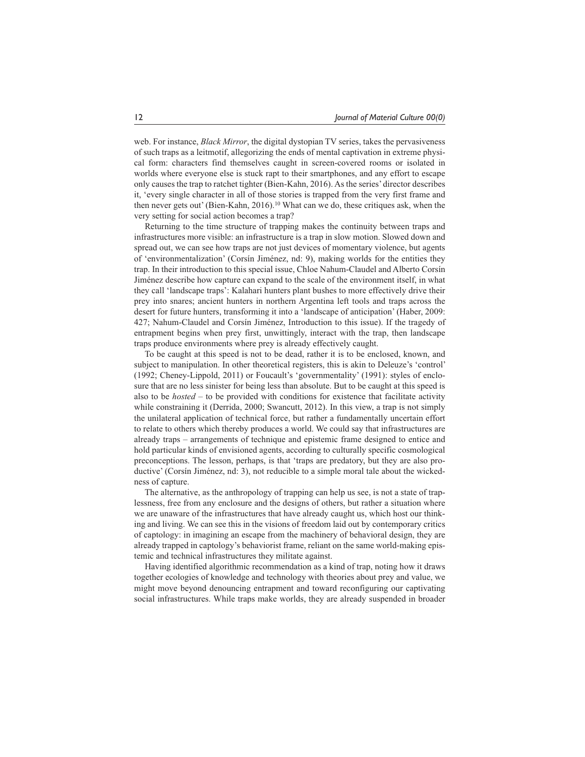web. For instance, *Black Mirror*, the digital dystopian TV series, takes the pervasiveness of such traps as a leitmotif, allegorizing the ends of mental captivation in extreme physical form: characters find themselves caught in screen-covered rooms or isolated in worlds where everyone else is stuck rapt to their smartphones, and any effort to escape only causes the trap to ratchet tighter (Bien-Kahn, 2016). As the series' director describes it, 'every single character in all of those stories is trapped from the very first frame and then never gets out' (Bien-Kahn, 2016).[10] What can we do, these critiques ask, when the very setting for social action becomes a trap?

Returning to the time structure of trapping makes the continuity between traps and infrastructures more visible: an infrastructure is a trap in slow motion. Slowed down and spread out, we can see how traps are not just devices of momentary violence, but agents of 'environmentalization' (Corsín Jiménez, nd: 9), making worlds for the entities they trap. In their introduction to this special issue, Chloe Nahum-Claudel and Alberto Corsín Jiménez describe how capture can expand to the scale of the environment itself, in what they call 'landscape traps': Kalahari hunters plant bushes to more effectively drive their prey into snares; ancient hunters in northern Argentina left tools and traps across the desert for future hunters, transforming it into a 'landscape of anticipation' (Haber, 2009: 427; Nahum-Claudel and Corsín Jiménez, Introduction to this issue). If the tragedy of entrapment begins when prey first, unwittingly, interact with the trap, then landscape traps produce environments where prey is already effectively caught.

To be caught at this speed is not to be dead, rather it is to be enclosed, known, and subject to manipulation. In other theoretical registers, this is akin to Deleuze's 'control' (1992; Cheney-Lippold, 2011) or Foucault's 'governmentality' (1991): styles of enclosure that are no less sinister for being less than absolute. But to be caught at this speed is also to be *hosted* – to be provided with conditions for existence that facilitate activity while constraining it (Derrida, 2000; Swancutt, 2012). In this view, a trap is not simply the unilateral application of technical force, but rather a fundamentally uncertain effort to relate to others which thereby produces a world. We could say that infrastructures are already traps – arrangements of technique and epistemic frame designed to entice and hold particular kinds of envisioned agents, according to culturally specific cosmological preconceptions. The lesson, perhaps, is that 'traps are predatory, but they are also productive' (Corsín Jiménez, nd: 3), not reducible to a simple moral tale about the wickedness of capture.

The alternative, as the anthropology of trapping can help us see, is not a state of traplessness, free from any enclosure and the designs of others, but rather a situation where we are unaware of the infrastructures that have already caught us, which host our thinking and living. We can see this in the visions of freedom laid out by contemporary critics of captology: in imagining an escape from the machinery of behavioral design, they are already trapped in captology's behaviorist frame, reliant on the same world-making epistemic and technical infrastructures they militate against.

Having identified algorithmic recommendation as a kind of trap, noting how it draws together ecologies of knowledge and technology with theories about prey and value, we might move beyond denouncing entrapment and toward reconfiguring our captivating social infrastructures. While traps make worlds, they are already suspended in broader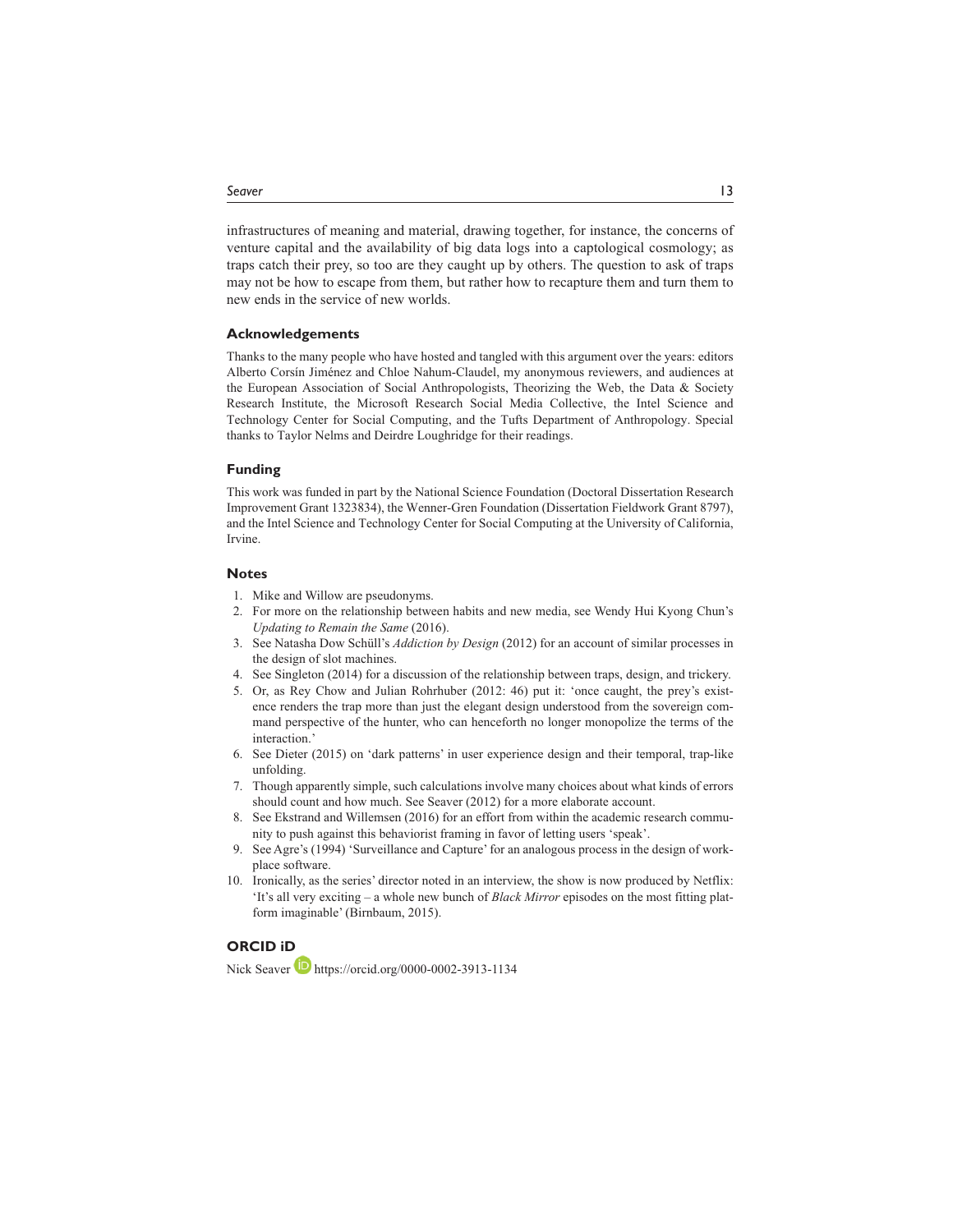infrastructures of meaning and material, drawing together, for instance, the concerns of venture capital and the availability of big data logs into a captological cosmology; as traps catch their prey, so too are they caught up by others. The question to ask of traps may not be how to escape from them, but rather how to recapture them and turn them to new ends in the service of new worlds.

## Acknowledgements

Thanks to the many people who have hosted and tangled with this argument over the years: editors Alberto Corsín Jiménez and Chloe Nahum-Claudel, my anonymous reviewers, and audiences at the European Association of Social Anthropologists, Theorizing the Web, the Data & Society Research Institute, the Microsoft Research Social Media Collective, the Intel Science and Technology Center for Social Computing, and the Tufts Department of Anthropology. Special thanks to Taylor Nelms and Deirdre Loughridge for their readings.

## Funding

This work was funded in part by the National Science Foundation (Doctoral Dissertation Research Improvement Grant 1323834), the Wenner-Gren Foundation (Dissertation Fieldwork Grant 8797), and the Intel Science and Technology Center for Social Computing at the University of California, Irvine.

## Notes

1. Mike and Willow are pseudonyms.
2. For more on the relationship between habits and new media, see Wendy Hui Kyong Chun's *Updating to Remain the Same* (2016).
3. See Natasha Dow Schüll's *Addiction by Design* (2012) for an account of similar processes in the design of slot machines.
4. See Singleton (2014) for a discussion of the relationship between traps, design, and trickery.
5. Or, as Rey Chow and Julian Rohrhuber (2012: 46) put it: 'once caught, the prey's existence renders the trap more than just the elegant design understood from the sovereign command perspective of the hunter, who can henceforth no longer monopolize the terms of the interaction.'
6. See Dieter (2015) on 'dark patterns' in user experience design and their temporal, trap-like unfolding.
7. Though apparently simple, such calculations involve many choices about what kinds of errors should count and how much. See Seaver (2012) for a more elaborate account.
8. See Ekstrand and Willemsen (2016) for an effort from within the academic research community to push against this behaviorist framing in favor of letting users 'speak'.
9. See Agre's (1994) 'Surveillance and Capture' for an analogous process in the design of workplace software.
10. Ironically, as the series' director noted in an interview, the show is now produced by Netflix: 'It's all very exciting – a whole new bunch of *Black Mirror* episodes on the most fitting platform imaginable' (Birnbaum, 2015).

## ORCID iD

Nick Seaver https://orcid.org/0000-0002-3913-1134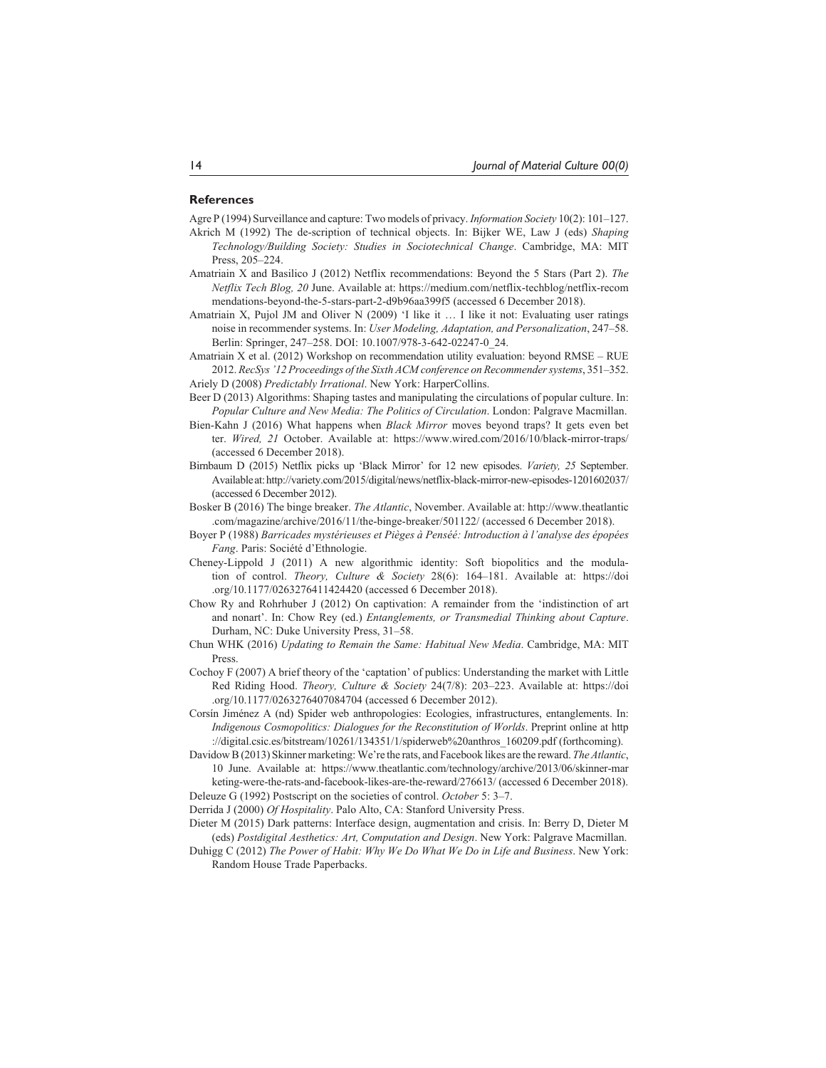## References

Agre P (1994) Surveillance and capture: Two models of privacy. *Information Society* 10(2): 101–127.

Akrich M (1992) The de-scription of technical objects. In: Bijker WE, Law J (eds) *Shaping Technology/Building Society: Studies in Sociotechnical Change*. Cambridge, MA: MIT Press, 205–224.

Amatriain X and Basilico J (2012) Netflix recommendations: Beyond the 5 Stars (Part 2). *The Netflix Tech Blog, 20* June. Available at: https://medium.com/netflix-techblog/netflix-recommendations-beyond-the-5-stars-part-2-d9b96aa399f5 (accessed 6 December 2018).

Amatriain X, Pujol JM and Oliver N (2009) 'I like it … I like it not: Evaluating user ratings noise in recommender systems. In: *User Modeling, Adaptation, and Personalization*, 247–58. Berlin: Springer, 247–258. DOI: 10.1007/978-3-642-02247-0_24.

Amatriain X et al. (2012) Workshop on recommendation utility evaluation: beyond RMSE – RUE 2012. *RecSys '12 Proceedings of the Sixth ACM conference on Recommender systems*, 351–352.

Ariely D (2008) *Predictably Irrational*. New York: HarperCollins.

Beer D (2013) Algorithms: Shaping tastes and manipulating the circulations of popular culture. In: *Popular Culture and New Media: The Politics of Circulation*. London: Palgrave Macmillan.

Bien-Kahn J (2016) What happens when *Black Mirror* moves beyond traps? It gets even better. *Wired, 21* October. Available at: https://www.wired.com/2016/10/black-mirror-traps/ (accessed 6 December 2018).

Birnbaum D (2015) Netflix picks up 'Black Mirror' for 12 new episodes. *Variety, 25* September. Available at: http://variety.com/2015/digital/news/netflix-black-mirror-new-episodes-1201602037/ (accessed 6 December 2012).

Bosker B (2016) The binge breaker. *The Atlantic*, November. Available at: http://www.theatlantic.com/magazine/archive/2016/11/the-binge-breaker/501122/ (accessed 6 December 2018).

Boyer P (1988) *Barricades mystérieuses et Pièges à Penséé: Introduction à l'analyse des épopées Fang*. Paris: Société d'Ethnologie.

Cheney-Lippold J (2011) A new algorithmic identity: Soft biopolitics and the modulation of control. *Theory, Culture & Society* 28(6): 164–181. Available at: https://doi.org/10.1177/0263276411424420 (accessed 6 December 2018).

Chow Ry and Rohrhuber J (2012) On captivation: A remainder from the 'indistinction of art and nonart'. In: Chow Rey (ed.) *Entanglements, or Transmedial Thinking about Capture*. Durham, NC: Duke University Press, 31–58.

Chun WHK (2016) *Updating to Remain the Same: Habitual New Media*. Cambridge, MA: MIT Press.

Cochoy F (2007) A brief theory of the 'captation' of publics: Understanding the market with Little Red Riding Hood. *Theory, Culture & Society* 24(7/8): 203–223. Available at: https://doi.org/10.1177/0263276407084704 (accessed 6 December 2012).

Corsín Jiménez A (nd) Spider web anthropologies: Ecologies, infrastructures, entanglements. In: *Indigenous Cosmopolitics: Dialogues for the Reconstitution of Worlds*. Preprint online at http://digital.csic.es/bitstream/10261/134351/1/spiderweb%20anthros_160209.pdf (forthcoming).

Davidow B (2013) Skinner marketing: We're the rats, and Facebook likes are the reward. *The Atlantic*, 10 June. Available at: https://www.theatlantic.com/technology/archive/2013/06/skinner-marketing-were-the-rats-and-facebook-likes-are-the-reward/276613/ (accessed 6 December 2018).

Deleuze G (1992) Postscript on the societies of control. *October* 5: 3–7.

Derrida J (2000) *Of Hospitality*. Palo Alto, CA: Stanford University Press.

Dieter M (2015) Dark patterns: Interface design, augmentation and crisis. In: Berry D, Dieter M (eds) *Postdigital Aesthetics: Art, Computation and Design*. New York: Palgrave Macmillan.

Duhigg C (2012) *The Power of Habit: Why We Do What We Do in Life and Business*. New York: Random House Trade Paperbacks.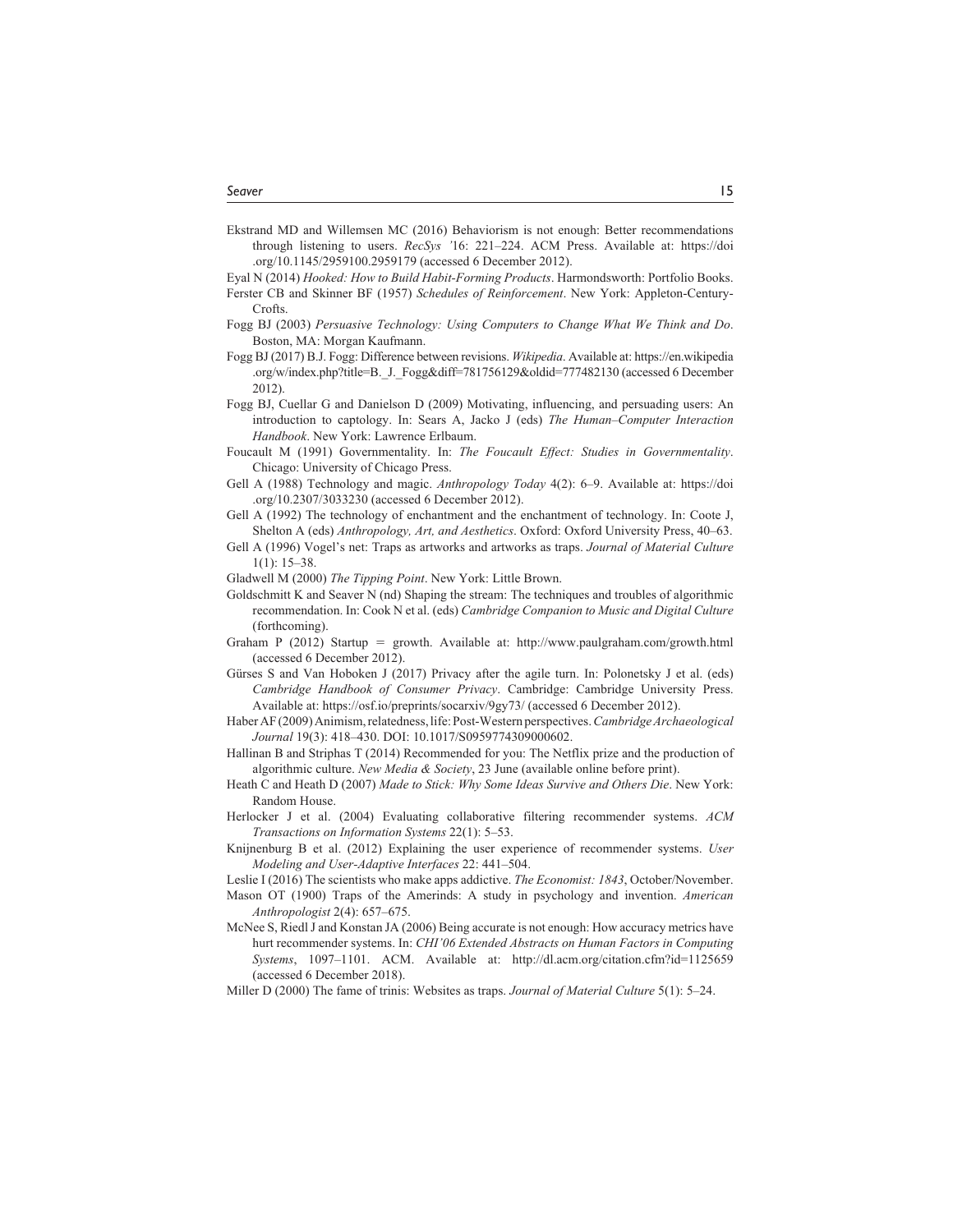Ekstrand MD and Willemsen MC (2016) Behaviorism is not enough: Better recommendations through listening to users. *RecSys '16*: 221–224. ACM Press. Available at: https://doi.org/10.1145/2959100.2959179 (accessed 6 December 2012).

Eyal N (2014) *Hooked: How to Build Habit-Forming Products*. Harmondsworth: Portfolio Books.

Ferster CB and Skinner BF (1957) *Schedules of Reinforcement*. New York: Appleton-Century-Crofts.

Fogg BJ (2003) *Persuasive Technology: Using Computers to Change What We Think and Do*. Boston, MA: Morgan Kaufmann.

Fogg BJ (2017) B.J. Fogg: Difference between revisions. *Wikipedia*. Available at: https://en.wikipedia.org/w/index.php?title=B._J._Fogg&diff=781756129&oldid=777482130 (accessed 6 December 2012).

Fogg BJ, Cuellar G and Danielson D (2009) Motivating, influencing, and persuading users: An introduction to captology. In: Sears A, Jacko J (eds) *The Human–Computer Interaction Handbook*. New York: Lawrence Erlbaum.

Foucault M (1991) Governmentality. In: *The Foucault Effect: Studies in Governmentality*. Chicago: University of Chicago Press.

Gell A (1988) Technology and magic. *Anthropology Today* 4(2): 6–9. Available at: https://doi.org/10.2307/3033230 (accessed 6 December 2012).

Gell A (1992) The technology of enchantment and the enchantment of technology. In: Coote J, Shelton A (eds) *Anthropology, Art, and Aesthetics*. Oxford: Oxford University Press, 40–63.

Gell A (1996) Vogel's net: Traps as artworks and artworks as traps. *Journal of Material Culture* 1(1): 15–38.

Gladwell M (2000) *The Tipping Point*. New York: Little Brown.

Goldschmitt K and Seaver N (nd) Shaping the stream: The techniques and troubles of algorithmic recommendation. In: Cook N et al. (eds) *Cambridge Companion to Music and Digital Culture* (forthcoming).

Graham P (2012) Startup = growth. Available at: http://www.paulgraham.com/growth.html (accessed 6 December 2012).

Gürses S and Van Hoboken J (2017) Privacy after the agile turn. In: Polonetsky J et al. (eds) *Cambridge Handbook of Consumer Privacy*. Cambridge: Cambridge University Press. Available at: https://osf.io/preprints/socarxiv/9gy73/ (accessed 6 December 2012).

Haber AF (2009) Animism, relatedness, life: Post-Western perspectives. *Cambridge Archaeological Journal* 19(3): 418–430. DOI: 10.1017/S0959774309000602.

Hallinan B and Striphas T (2014) Recommended for you: The Netflix prize and the production of algorithmic culture. *New Media & Society*, 23 June (available online before print).

Heath C and Heath D (2007) *Made to Stick: Why Some Ideas Survive and Others Die*. New York: Random House.

Herlocker J et al. (2004) Evaluating collaborative filtering recommender systems. *ACM Transactions on Information Systems* 22(1): 5–53.

Knijnenburg B et al. (2012) Explaining the user experience of recommender systems. *User Modeling and User-Adaptive Interfaces* 22: 441–504.

Leslie I (2016) The scientists who make apps addictive. *The Economist: 1843*, October/November.

Mason OT (1900) Traps of the Amerinds: A study in psychology and invention. *American Anthropologist* 2(4): 657–675.

McNee S, Riedl J and Konstan JA (2006) Being accurate is not enough: How accuracy metrics have hurt recommender systems. In: *CHI'06 Extended Abstracts on Human Factors in Computing Systems*, 1097–1101. ACM. Available at: http://dl.acm.org/citation.cfm?id=1125659 (accessed 6 December 2018).

Miller D (2000) The fame of trinis: Websites as traps. *Journal of Material Culture* 5(1): 5–24.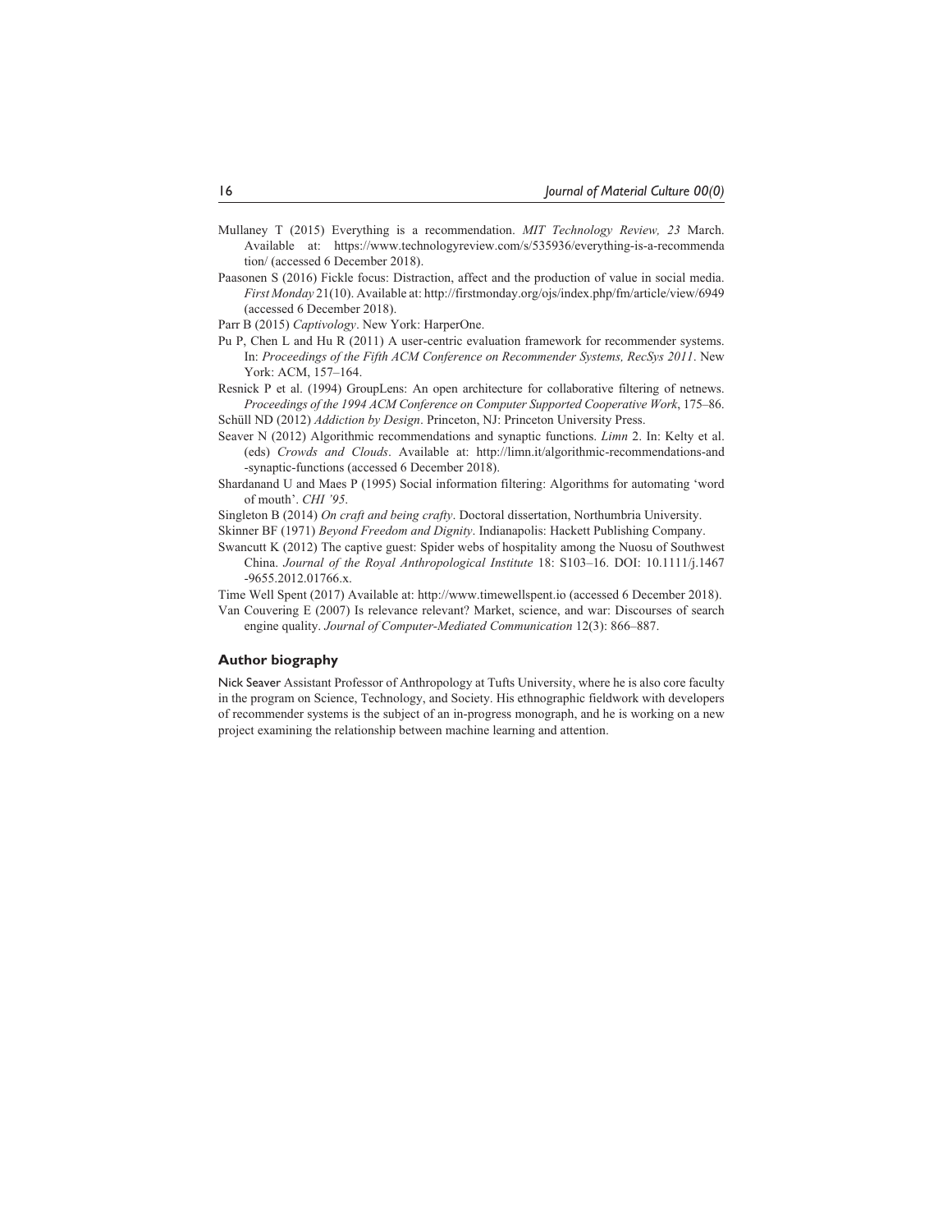Mullaney T (2015) Everything is a recommendation. *MIT Technology Review, 23* March. Available at: https://www.technologyreview.com/s/535936/everything-is-a-recommendation/ (accessed 6 December 2018).

Paasonen S (2016) Fickle focus: Distraction, affect and the production of value in social media. *First Monday* 21(10). Available at: http://firstmonday.org/ojs/index.php/fm/article/view/6949 (accessed 6 December 2018).

Parr B (2015) *Captivology*. New York: HarperOne.

Pu P, Chen L and Hu R (2011) A user-centric evaluation framework for recommender systems. In: *Proceedings of the Fifth ACM Conference on Recommender Systems, RecSys 2011*. New York: ACM, 157–164.

Resnick P et al. (1994) GroupLens: An open architecture for collaborative filtering of netnews. *Proceedings of the 1994 ACM Conference on Computer Supported Cooperative Work*, 175–86.

Schüll ND (2012) *Addiction by Design*. Princeton, NJ: Princeton University Press.

Seaver N (2012) Algorithmic recommendations and synaptic functions. *Limn* 2. In: Kelty et al. (eds) *Crowds and Clouds*. Available at: http://limn.it/algorithmic-recommendations-and-synaptic-functions (accessed 6 December 2018).

Shardanand U and Maes P (1995) Social information filtering: Algorithms for automating 'word of mouth'. *CHI '95*.

Singleton B (2014) *On craft and being crafty*. Doctoral dissertation, Northumbria University.

Skinner BF (1971) *Beyond Freedom and Dignity*. Indianapolis: Hackett Publishing Company.

Swancutt K (2012) The captive guest: Spider webs of hospitality among the Nuosu of Southwest China. *Journal of the Royal Anthropological Institute* 18: S103–16. DOI: 10.1111/j.1467-9655.2012.01766.x.

Time Well Spent (2017) Available at: http://www.timewellspent.io (accessed 6 December 2018).

Van Couvering E (2007) Is relevance relevant? Market, science, and war: Discourses of search engine quality. *Journal of Computer-Mediated Communication* 12(3): 866–887.

## Author biography

Nick Seaver Assistant Professor of Anthropology at Tufts University, where he is also core faculty in the program on Science, Technology, and Society. His ethnographic fieldwork with developers of recommender systems is the subject of an in-progress monograph, and he is working on a new project examining the relationship between machine learning and attention.